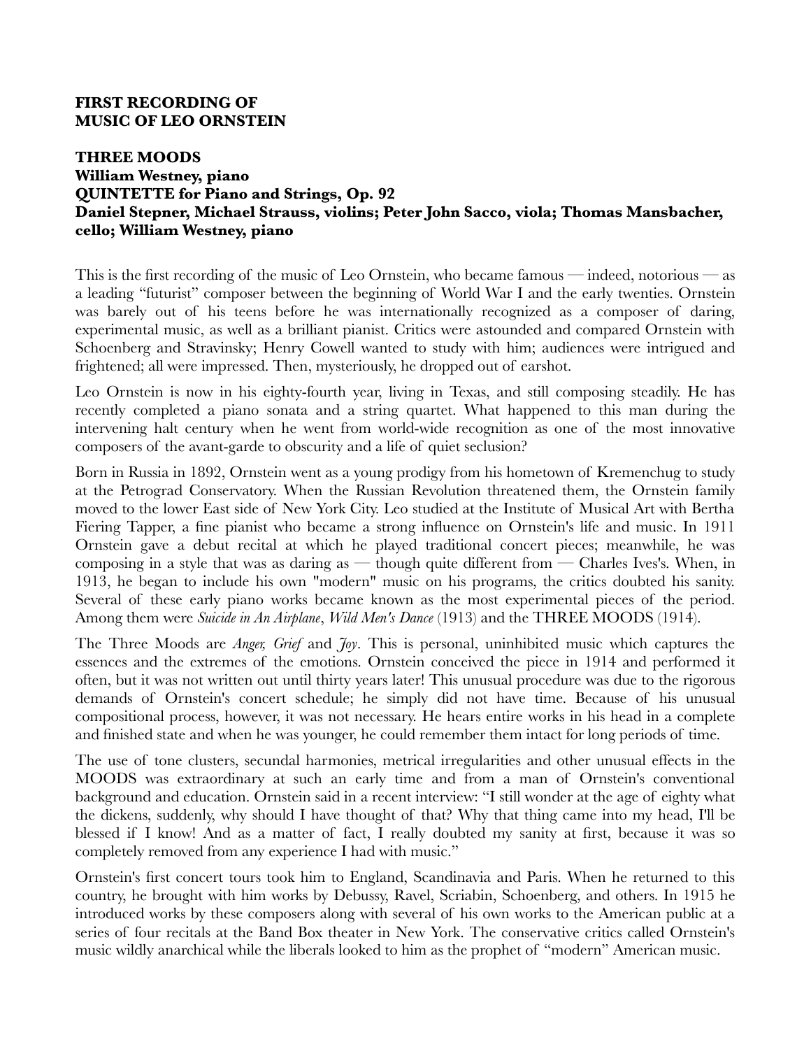**FIRST RECORDING OF**
**MUSIC OF LEO ORNSTEIN**

**THREE MOODS**
**William Westney, piano**
**QUINTETTE for Piano and Strings, Op. 92**
**Daniel Stepner, Michael Strauss, violins; Peter John Sacco, viola; Thomas Mansbacher, cello; William Westney, piano**

This is the first recording of the music of Leo Ornstein, who became famous — indeed, notorious — as a leading "futurist" composer between the beginning of World War I and the early twenties. Ornstein was barely out of his teens before he was internationally recognized as a composer of daring, experimental music, as well as a brilliant pianist. Critics were astounded and compared Ornstein with Schoenberg and Stravinsky; Henry Cowell wanted to study with him; audiences were intrigued and frightened; all were impressed. Then, mysteriously, he dropped out of earshot.

Leo Ornstein is now in his eighty-fourth year, living in Texas, and still composing steadily. He has recently completed a piano sonata and a string quartet. What happened to this man during the intervening halt century when he went from world-wide recognition as one of the most innovative composers of the avant-garde to obscurity and a life of quiet seclusion?

Born in Russia in 1892, Ornstein went as a young prodigy from his hometown of Kremenchug to study at the Petrograd Conservatory. When the Russian Revolution threatened them, the Ornstein family moved to the lower East side of New York City. Leo studied at the Institute of Musical Art with Bertha Fiering Tapper, a fine pianist who became a strong influence on Ornstein's life and music. In 1911 Ornstein gave a debut recital at which he played traditional concert pieces; meanwhile, he was composing in a style that was as daring as — though quite different from — Charles Ives's. When, in 1913, he began to include his own "modern" music on his programs, the critics doubted his sanity. Several of these early piano works became known as the most experimental pieces of the period. Among them were *Suicide in An Airplane*, *Wild Men's Dance* (1913) and the THREE MOODS (1914).

The Three Moods are *Anger, Grief* and *Joy*. This is personal, uninhibited music which captures the essences and the extremes of the emotions. Ornstein conceived the piece in 1914 and performed it often, but it was not written out until thirty years later! This unusual procedure was due to the rigorous demands of Ornstein's concert schedule; he simply did not have time. Because of his unusual compositional process, however, it was not necessary. He hears entire works in his head in a complete and finished state and when he was younger, he could remember them intact for long periods of time.

The use of tone clusters, secundal harmonies, metrical irregularities and other unusual effects in the MOODS was extraordinary at such an early time and from a man of Ornstein's conventional background and education. Ornstein said in a recent interview: "I still wonder at the age of eighty what the dickens, suddenly, why should I have thought of that? Why that thing came into my head, I'll be blessed if I know! And as a matter of fact, I really doubted my sanity at first, because it was so completely removed from any experience I had with music."

Ornstein's first concert tours took him to England, Scandinavia and Paris. When he returned to this country, he brought with him works by Debussy, Ravel, Scriabin, Schoenberg, and others. In 1915 he introduced works by these composers along with several of his own works to the American public at a series of four recitals at the Band Box theater in New York. The conservative critics called Ornstein's music wildly anarchical while the liberals looked to him as the prophet of "modern" American music.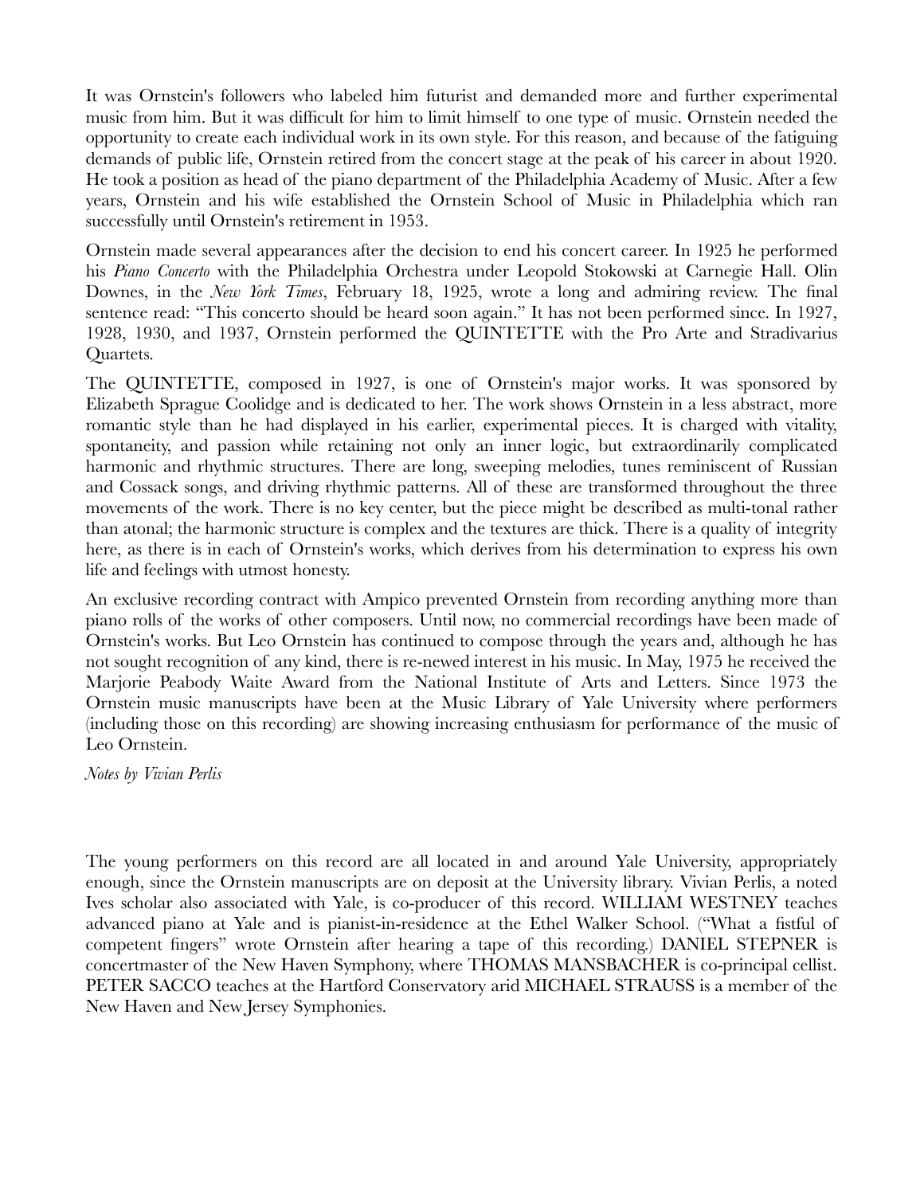It was Ornstein's followers who labeled him futurist and demanded more and further experimental music from him. But it was difficult for him to limit himself to one type of music. Ornstein needed the opportunity to create each individual work in its own style. For this reason, and because of the fatiguing demands of public life, Ornstein retired from the concert stage at the peak of his career in about 1920. He took a position as head of the piano department of the Philadelphia Academy of Music. After a few years, Ornstein and his wife established the Ornstein School of Music in Philadelphia which ran successfully until Ornstein's retirement in 1953.

Ornstein made several appearances after the decision to end his concert career. In 1925 he performed his *Piano Concerto* with the Philadelphia Orchestra under Leopold Stokowski at Carnegie Hall. Olin Downes, in the *New York Times*, February 18, 1925, wrote a long and admiring review. The final sentence read: "This concerto should be heard soon again." It has not been performed since. In 1927, 1928, 1930, and 1937, Ornstein performed the QUINTETTE with the Pro Arte and Stradivarius Quartets.

The QUINTETTE, composed in 1927, is one of Ornstein's major works. It was sponsored by Elizabeth Sprague Coolidge and is dedicated to her. The work shows Ornstein in a less abstract, more romantic style than he had displayed in his earlier, experimental pieces. It is charged with vitality, spontaneity, and passion while retaining not only an inner logic, but extraordinarily complicated harmonic and rhythmic structures. There are long, sweeping melodies, tunes reminiscent of Russian and Cossack songs, and driving rhythmic patterns. All of these are transformed throughout the three movements of the work. There is no key center, but the piece might be described as multi-tonal rather than atonal; the harmonic structure is complex and the textures are thick. There is a quality of integrity here, as there is in each of Ornstein's works, which derives from his determination to express his own life and feelings with utmost honesty.

An exclusive recording contract with Ampico prevented Ornstein from recording anything more than piano rolls of the works of other composers. Until now, no commercial recordings have been made of Ornstein's works. But Leo Ornstein has continued to compose through the years and, although he has not sought recognition of any kind, there is re-newed interest in his music. In May, 1975 he received the Marjorie Peabody Waite Award from the National Institute of Arts and Letters. Since 1973 the Ornstein music manuscripts have been at the Music Library of Yale University where performers (including those on this recording) are showing increasing enthusiasm for performance of the music of Leo Ornstein.

*Notes by Vivian Perlis*

The young performers on this record are all located in and around Yale University, appropriately enough, since the Ornstein manuscripts are on deposit at the University library. Vivian Perlis, a noted Ives scholar also associated with Yale, is co-producer of this record. WILLIAM WESTNEY teaches advanced piano at Yale and is pianist-in-residence at the Ethel Walker School. ("What a fistful of competent fingers" wrote Ornstein after hearing a tape of this recording.) DANIEL STEPNER is concertmaster of the New Haven Symphony, where THOMAS MANSBACHER is co-principal cellist. PETER SACCO teaches at the Hartford Conservatory arid MICHAEL STRAUSS is a member of the New Haven and New Jersey Symphonies.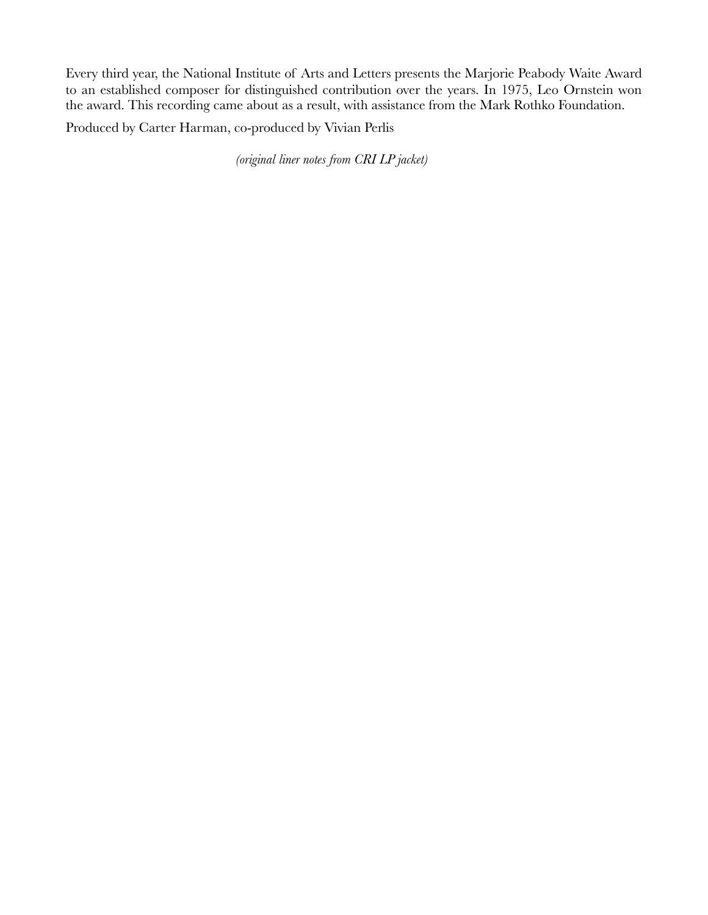Every third year, the National Institute of Arts and Letters presents the Marjorie Peabody Waite Award to an established composer for distinguished contribution over the years. In 1975, Leo Ornstein won the award. This recording came about as a result, with assistance from the Mark Rothko Foundation.

Produced by Carter Harman, co-produced by Vivian Perlis

*(original liner notes from CRI LP jacket)*